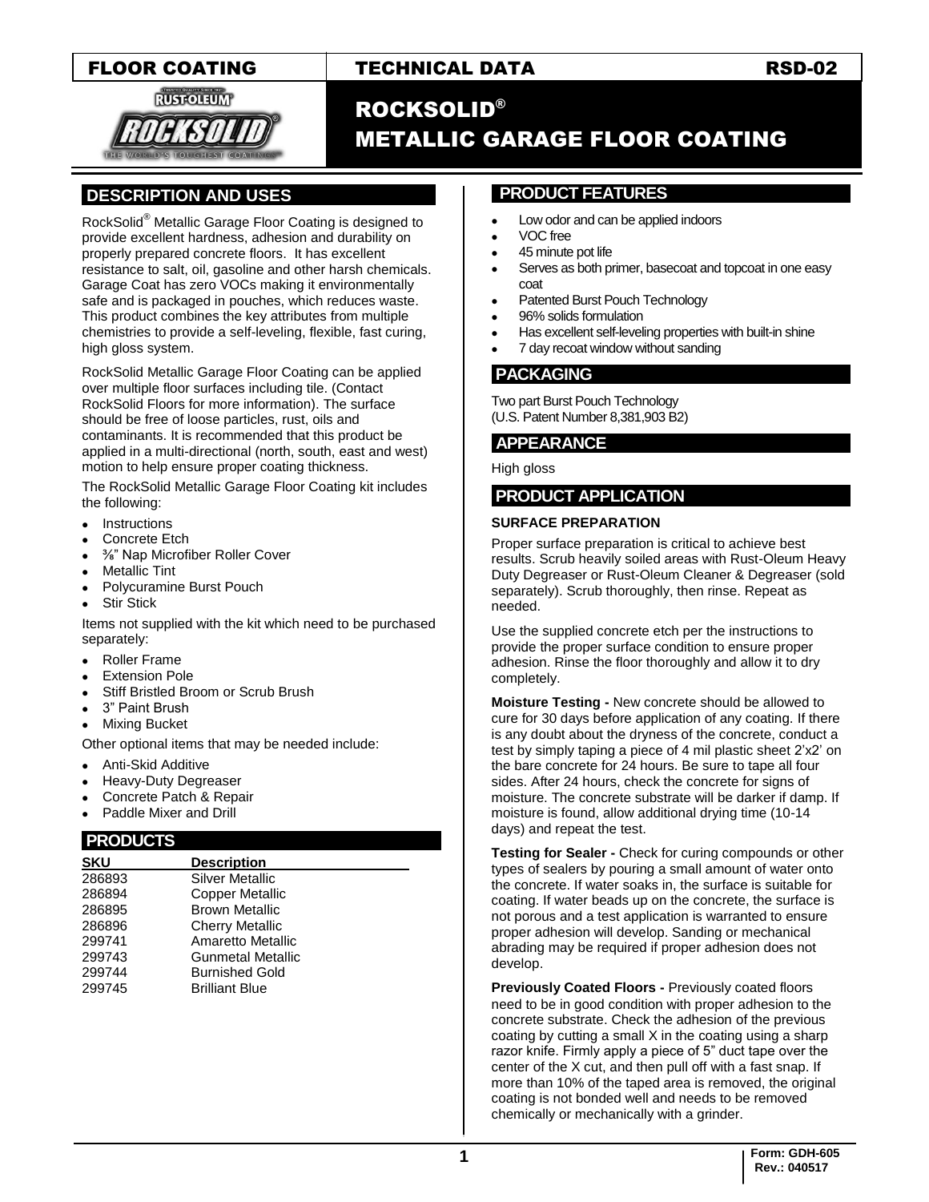FLOOR COATING | TECHNICAL DATA | RSD-02

# ROCKSOLID® METALLIC GARAGE FLOOR COATING

## DESCRIPTION AND USES

RockSolid® Metallic Garage Floor Coating is designed to provide excellent hardness, adhesion and durability on properly prepared concrete floors. It has excellent resistance to salt, oil, gasoline and other harsh chemicals. Garage Coat has zero VOCs making it environmentally safe and is packaged in pouches, which reduces waste. This product combines the key attributes from multiple chemistries to provide a self-leveling, flexible, fast curing, high gloss system.

RockSolid Metallic Garage Floor Coating can be applied over multiple floor surfaces including tile. (Contact RockSolid Floors for more information). The surface should be free of loose particles, rust, oils and contaminants. It is recommended that this product be applied in a multi-directional (north, south, east and west) motion to help ensure proper coating thickness.

The RockSolid Metallic Garage Floor Coating kit includes the following:

- Instructions
- Concrete Etch
- ⅜" Nap Microfiber Roller Cover
- Metallic Tint
- Polycuramine Burst Pouch
- Stir Stick

Items not supplied with the kit which need to be purchased separately:

- Roller Frame
- Extension Pole
- Stiff Bristled Broom or Scrub Brush
- 3" Paint Brush
- Mixing Bucket

Other optional items that may be needed include:

- Anti-Skid Additive
- Heavy-Duty Degreaser
- Concrete Patch & Repair
- Paddle Mixer and Drill

## PRODUCTS

| SKU | Description |
|---|---|
| 286893 | Silver Metallic |
| 286894 | Copper Metallic |
| 286895 | Brown Metallic |
| 286896 | Cherry Metallic |
| 299741 | Amaretto Metallic |
| 299743 | Gunmetal Metallic |
| 299744 | Burnished Gold |
| 299745 | Brilliant Blue |

## PRODUCT FEATURES

- Low odor and can be applied indoors
- VOC free
- 45 minute pot life
- Serves as both primer, basecoat and topcoat in one easy coat
- Patented Burst Pouch Technology
- 96% solids formulation
- Has excellent self-leveling properties with built-in shine
- 7 day recoat window without sanding

## PACKAGING

Two part Burst Pouch Technology
(U.S. Patent Number 8,381,903 B2)

## APPEARANCE

High gloss

## PRODUCT APPLICATION

### SURFACE PREPARATION

Proper surface preparation is critical to achieve best results. Scrub heavily soiled areas with Rust-Oleum Heavy Duty Degreaser or Rust-Oleum Cleaner & Degreaser (sold separately). Scrub thoroughly, then rinse. Repeat as needed.

Use the supplied concrete etch per the instructions to provide the proper surface condition to ensure proper adhesion. Rinse the floor thoroughly and allow it to dry completely.

**Moisture Testing -** New concrete should be allowed to cure for 30 days before application of any coating. If there is any doubt about the dryness of the concrete, conduct a test by simply taping a piece of 4 mil plastic sheet 2'x2' on the bare concrete for 24 hours. Be sure to tape all four sides. After 24 hours, check the concrete for signs of moisture. The concrete substrate will be darker if damp. If moisture is found, allow additional drying time (10-14 days) and repeat the test.

**Testing for Sealer -** Check for curing compounds or other types of sealers by pouring a small amount of water onto the concrete. If water soaks in, the surface is suitable for coating. If water beads up on the concrete, the surface is not porous and a test application is warranted to ensure proper adhesion will develop. Sanding or mechanical abrading may be required if proper adhesion does not develop.

**Previously Coated Floors -** Previously coated floors need to be in good condition with proper adhesion to the concrete substrate. Check the adhesion of the previous coating by cutting a small X in the coating using a sharp razor knife. Firmly apply a piece of 5" duct tape over the center of the X cut, and then pull off with a fast snap. If more than 10% of the taped area is removed, the original coating is not bonded well and needs to be removed chemically or mechanically with a grinder.

Form: GDH-605
Rev.: 040517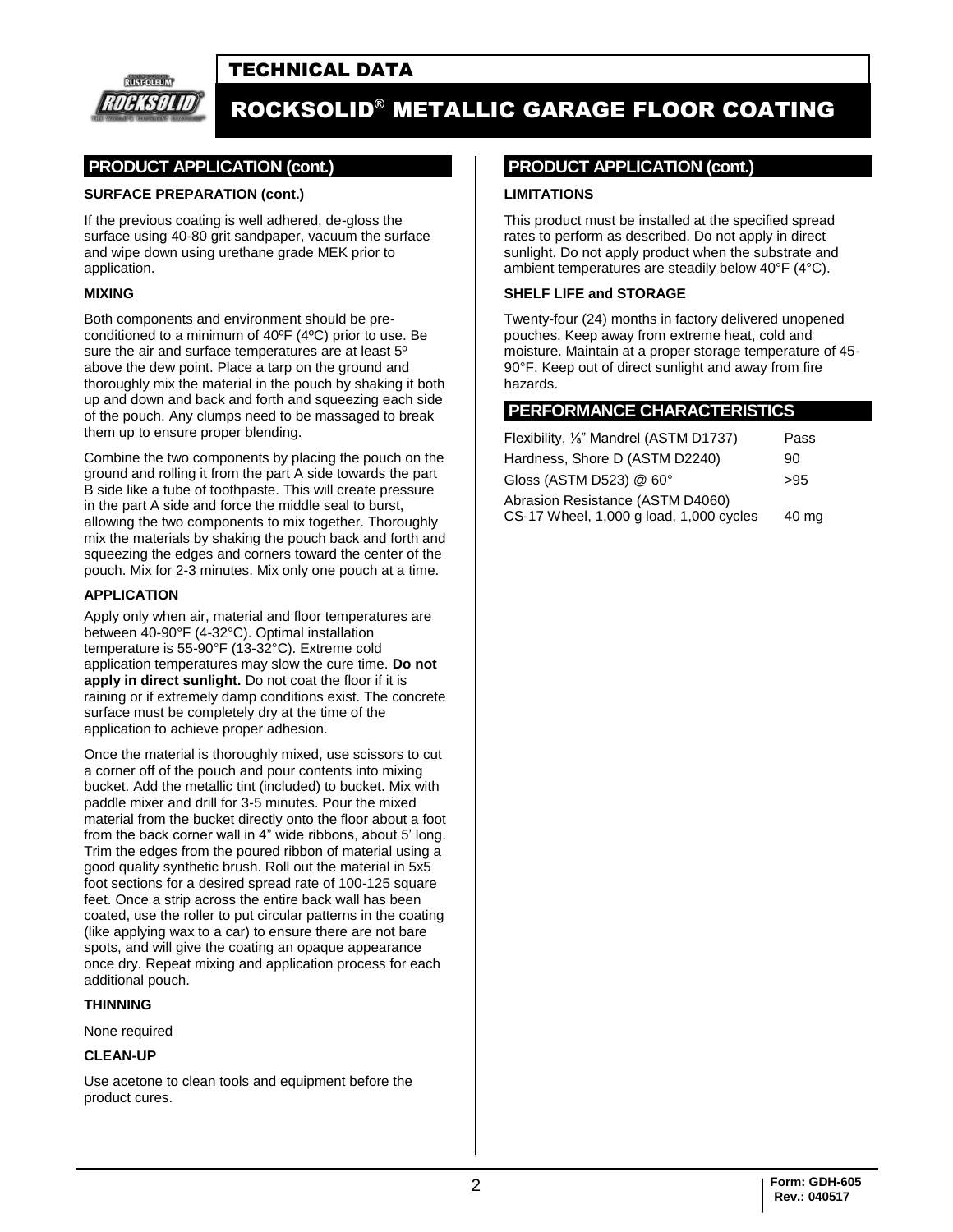## PRODUCT APPLICATION (cont.)

### SURFACE PREPARATION (cont.)

If the previous coating is well adhered, de-gloss the surface using 40-80 grit sandpaper, vacuum the surface and wipe down using urethane grade MEK prior to application.

### MIXING

Both components and environment should be pre-conditioned to a minimum of 40ºF (4ºC) prior to use. Be sure the air and surface temperatures are at least 5º above the dew point. Place a tarp on the ground and thoroughly mix the material in the pouch by shaking it both up and down and back and forth and squeezing each side of the pouch. Any clumps need to be massaged to break them up to ensure proper blending.

Combine the two components by placing the pouch on the ground and rolling it from the part A side towards the part B side like a tube of toothpaste. This will create pressure in the part A side and force the middle seal to burst, allowing the two components to mix together. Thoroughly mix the materials by shaking the pouch back and forth and squeezing the edges and corners toward the center of the pouch. Mix for 2-3 minutes. Mix only one pouch at a time.

### APPLICATION

Apply only when air, material and floor temperatures are between 40-90°F (4-32°C). Optimal installation temperature is 55-90°F (13-32°C). Extreme cold application temperatures may slow the cure time. **Do not apply in direct sunlight.** Do not coat the floor if it is raining or if extremely damp conditions exist. The concrete surface must be completely dry at the time of the application to achieve proper adhesion.

Once the material is thoroughly mixed, use scissors to cut a corner off of the pouch and pour contents into mixing bucket. Add the metallic tint (included) to bucket. Mix with paddle mixer and drill for 3-5 minutes. Pour the mixed material from the bucket directly onto the floor about a foot from the back corner wall in 4" wide ribbons, about 5' long. Trim the edges from the poured ribbon of material using a good quality synthetic brush. Roll out the material in 5x5 foot sections for a desired spread rate of 100-125 square feet. Once a strip across the entire back wall has been coated, use the roller to put circular patterns in the coating (like applying wax to a car) to ensure there are not bare spots, and will give the coating an opaque appearance once dry. Repeat mixing and application process for each additional pouch.

### THINNING

None required

### CLEAN-UP

Use acetone to clean tools and equipment before the product cures.

## PRODUCT APPLICATION (cont.)

### LIMITATIONS

This product must be installed at the specified spread rates to perform as described. Do not apply in direct sunlight. Do not apply product when the substrate and ambient temperatures are steadily below 40°F (4°C).

### SHELF LIFE and STORAGE

Twenty-four (24) months in factory delivered unopened pouches. Keep away from extreme heat, cold and moisture. Maintain at a proper storage temperature of 45-90°F. Keep out of direct sunlight and away from fire hazards.

## PERFORMANCE CHARACTERISTICS

| Property | Value |
|---|---|
| Flexibility, ⅛" Mandrel (ASTM D1737) | Pass |
| Hardness, Shore D (ASTM D2240) | 90 |
| Gloss (ASTM D523) @ 60° | >95 |
| Abrasion Resistance (ASTM D4060) CS-17 Wheel, 1,000 g load, 1,000 cycles | 40 mg |

Form: GDH-605
Rev.: 040517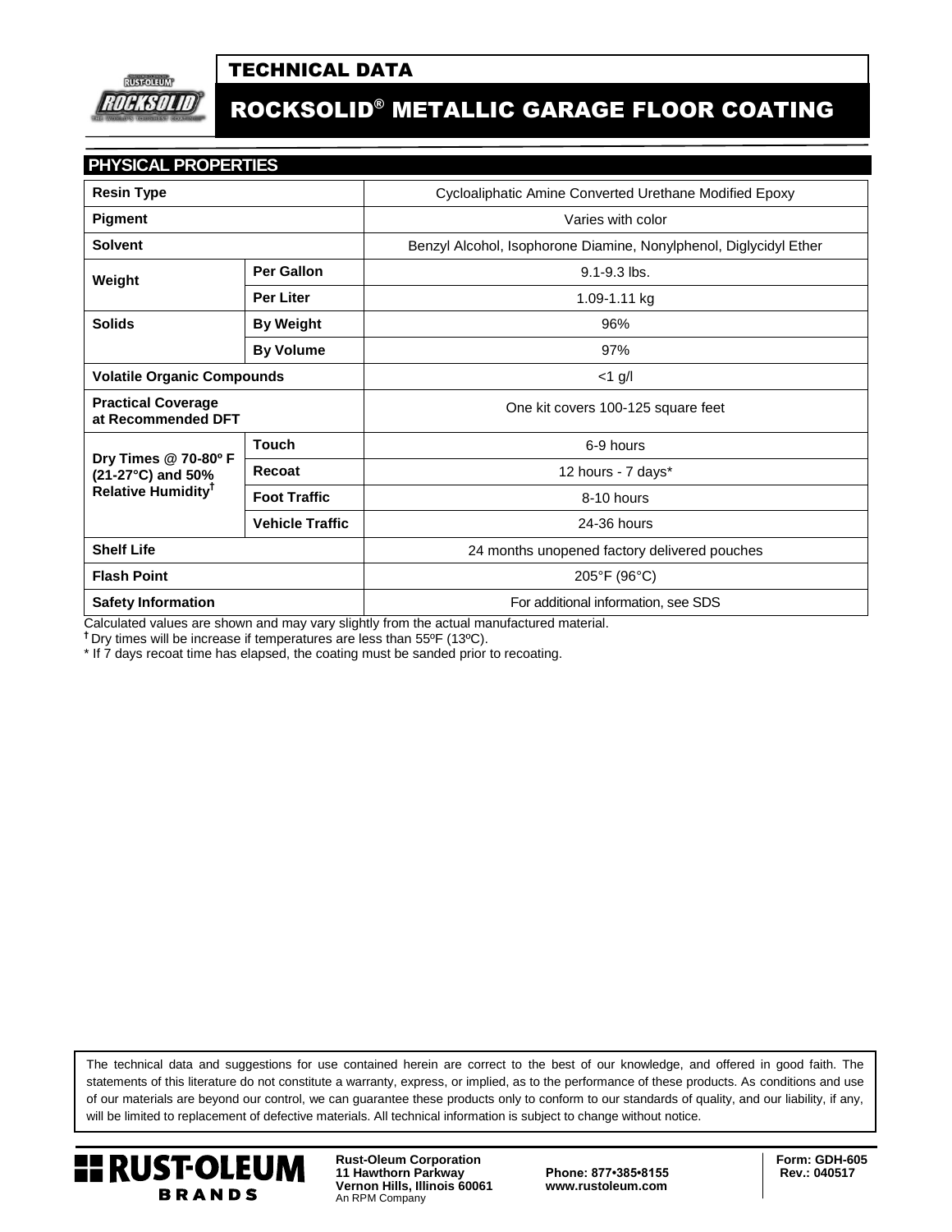# TECHNICAL DATA

# ROCKSOLID® METALLIC GARAGE FLOOR COATING

## PHYSICAL PROPERTIES

| | | |
|---|---|---|
| **Resin Type** | | Cycloaliphatic Amine Converted Urethane Modified Epoxy |
| **Pigment** | | Varies with color |
| **Solvent** | | Benzyl Alcohol, Isophorone Diamine, Nonylphenol, Diglycidyl Ether |
| **Weight** | **Per Gallon** | 9.1-9.3 lbs. |
| | **Per Liter** | 1.09-1.11 kg |
| **Solids** | **By Weight** | 96% |
| | **By Volume** | 97% |
| **Volatile Organic Compounds** | | <1 g/l |
| **Practical Coverage at Recommended DFT** | | One kit covers 100-125 square feet |
| **Dry Times @ 70-80º F (21-27°C) and 50% Relative Humidity†** | **Touch** | 6-9 hours |
| | **Recoat** | 12 hours - 7 days* |
| | **Foot Traffic** | 8-10 hours |
| | **Vehicle Traffic** | 24-36 hours |
| **Shelf Life** | | 24 months unopened factory delivered pouches |
| **Flash Point** | | 205°F (96°C) |
| **Safety Information** | | For additional information, see SDS |

Calculated values are shown and may vary slightly from the actual manufactured material.

† Dry times will be increase if temperatures are less than 55ºF (13ºC).

* If 7 days recoat time has elapsed, the coating must be sanded prior to recoating.

The technical data and suggestions for use contained herein are correct to the best of our knowledge, and offered in good faith. The statements of this literature do not constitute a warranty, express, or implied, as to the performance of these products. As conditions and use of our materials are beyond our control, we can guarantee these products only to conform to our standards of quality, and our liability, if any, will be limited to replacement of defective materials. All technical information is subject to change without notice.

RUST-OLEUM BRANDS

**Rust-Oleum Corporation**
**11 Hawthorn Parkway**
**Vernon Hills, Illinois 60061**
An RPM Company

**Phone: 877•385•8155**
**www.rustoleum.com**

**Form: GDH-605**
**Rev.: 040517**